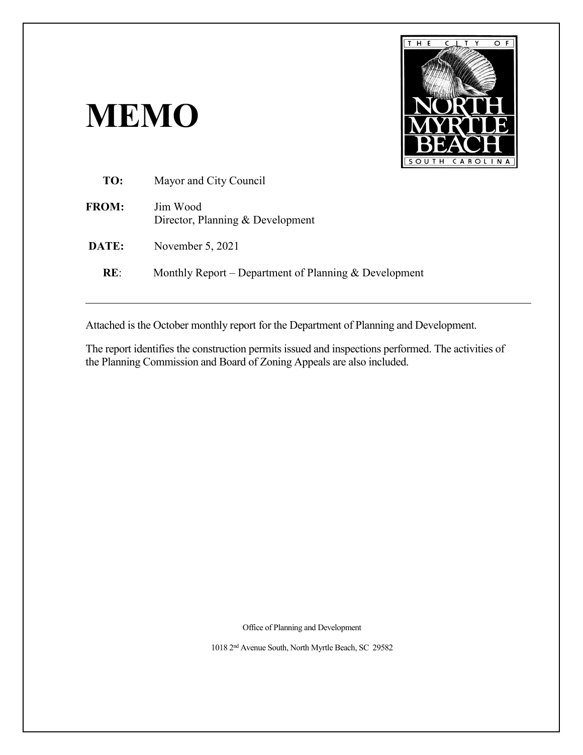# MEMO

**TO:** Mayor and City Council

**FROM:** Jim Wood
Director, Planning & Development

**DATE:** November 5, 2021

**RE**: Monthly Report – Department of Planning & Development

---

Attached is the October monthly report for the Department of Planning and Development.

The report identifies the construction permits issued and inspections performed. The activities of the Planning Commission and Board of Zoning Appeals are also included.

Office of Planning and Development

1018 2nd Avenue South, North Myrtle Beach, SC 29582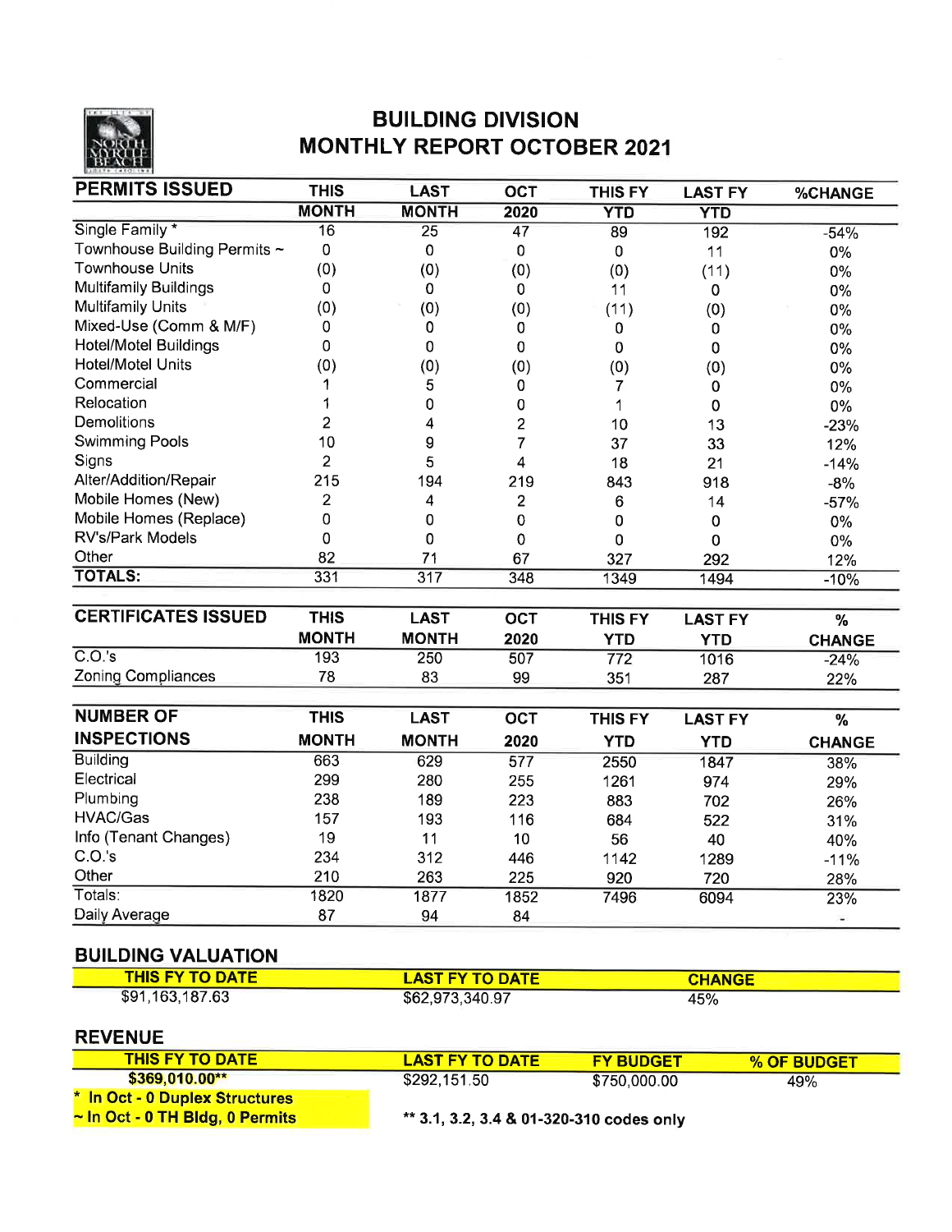# BUILDING DIVISION
## MONTHLY REPORT OCTOBER 2021

| PERMITS ISSUED | THIS MONTH | LAST MONTH | OCT 2020 | THIS FY YTD | LAST FY YTD | %CHANGE |
|---|---|---|---|---|---|---|
| Single Family * | 16 | 25 | 47 | 89 | 192 | -54% |
| Townhouse Building Permits ~ | 0 | 0 | 0 | 0 | 11 | 0% |
| Townhouse Units | (0) | (0) | (0) | (0) | (11) | 0% |
| Multifamily Buildings | 0 | 0 | 0 | 11 | 0 | 0% |
| Multifamily Units | (0) | (0) | (0) | (11) | (0) | 0% |
| Mixed-Use (Comm & M/F) | 0 | 0 | 0 | 0 | 0 | 0% |
| Hotel/Motel Buildings | 0 | 0 | 0 | 0 | 0 | 0% |
| Hotel/Motel Units | (0) | (0) | (0) | (0) | (0) | 0% |
| Commercial | 1 | 5 | 0 | 7 | 0 | 0% |
| Relocation | 1 | 0 | 0 | 1 | 0 | 0% |
| Demolitions | 2 | 4 | 2 | 10 | 13 | -23% |
| Swimming Pools | 10 | 9 | 7 | 37 | 33 | 12% |
| Signs | 2 | 5 | 4 | 18 | 21 | -14% |
| Alter/Addition/Repair | 215 | 194 | 219 | 843 | 918 | -8% |
| Mobile Homes (New) | 2 | 4 | 2 | 6 | 14 | -57% |
| Mobile Homes (Replace) | 0 | 0 | 0 | 0 | 0 | 0% |
| RV's/Park Models | 0 | 0 | 0 | 0 | 0 | 0% |
| Other | 82 | 71 | 67 | 327 | 292 | 12% |
| **TOTALS:** | 331 | 317 | 348 | 1349 | 1494 | -10% |

| CERTIFICATES ISSUED | THIS MONTH | LAST MONTH | OCT 2020 | THIS FY YTD | LAST FY YTD | % CHANGE |
|---|---|---|---|---|---|---|
| C.O.'s | 193 | 250 | 507 | 772 | 1016 | -24% |
| Zoning Compliances | 78 | 83 | 99 | 351 | 287 | 22% |

| NUMBER OF INSPECTIONS | THIS MONTH | LAST MONTH | OCT 2020 | THIS FY YTD | LAST FY YTD | % CHANGE |
|---|---|---|---|---|---|---|
| Building | 663 | 629 | 577 | 2550 | 1847 | 38% |
| Electrical | 299 | 280 | 255 | 1261 | 974 | 29% |
| Plumbing | 238 | 189 | 223 | 883 | 702 | 26% |
| HVAC/Gas | 157 | 193 | 116 | 684 | 522 | 31% |
| Info (Tenant Changes) | 19 | 11 | 10 | 56 | 40 | 40% |
| C.O.'s | 234 | 312 | 446 | 1142 | 1289 | -11% |
| Other | 210 | 263 | 225 | 920 | 720 | 28% |
| Totals: | 1820 | 1877 | 1852 | 7496 | 6094 | 23% |
| Daily Average | 87 | 94 | 84 | | | - |

## BUILDING VALUATION

| THIS FY TO DATE | LAST FY TO DATE | CHANGE |
|---|---|---|
| $91,163,187.63 | $62,973,340.97 | 45% |

## REVENUE

| THIS FY TO DATE | LAST FY TO DATE | FY BUDGET | % OF BUDGET |
|---|---|---|---|
| **$369,010.00**** | $292,151.50 | $750,000.00 | 49% |

**\* In Oct - 0 Duplex Structures**
**~ In Oct - 0 TH Bldg, 0 Permits**

**** 3.1, 3.2, 3.4 & 01-320-310 codes only**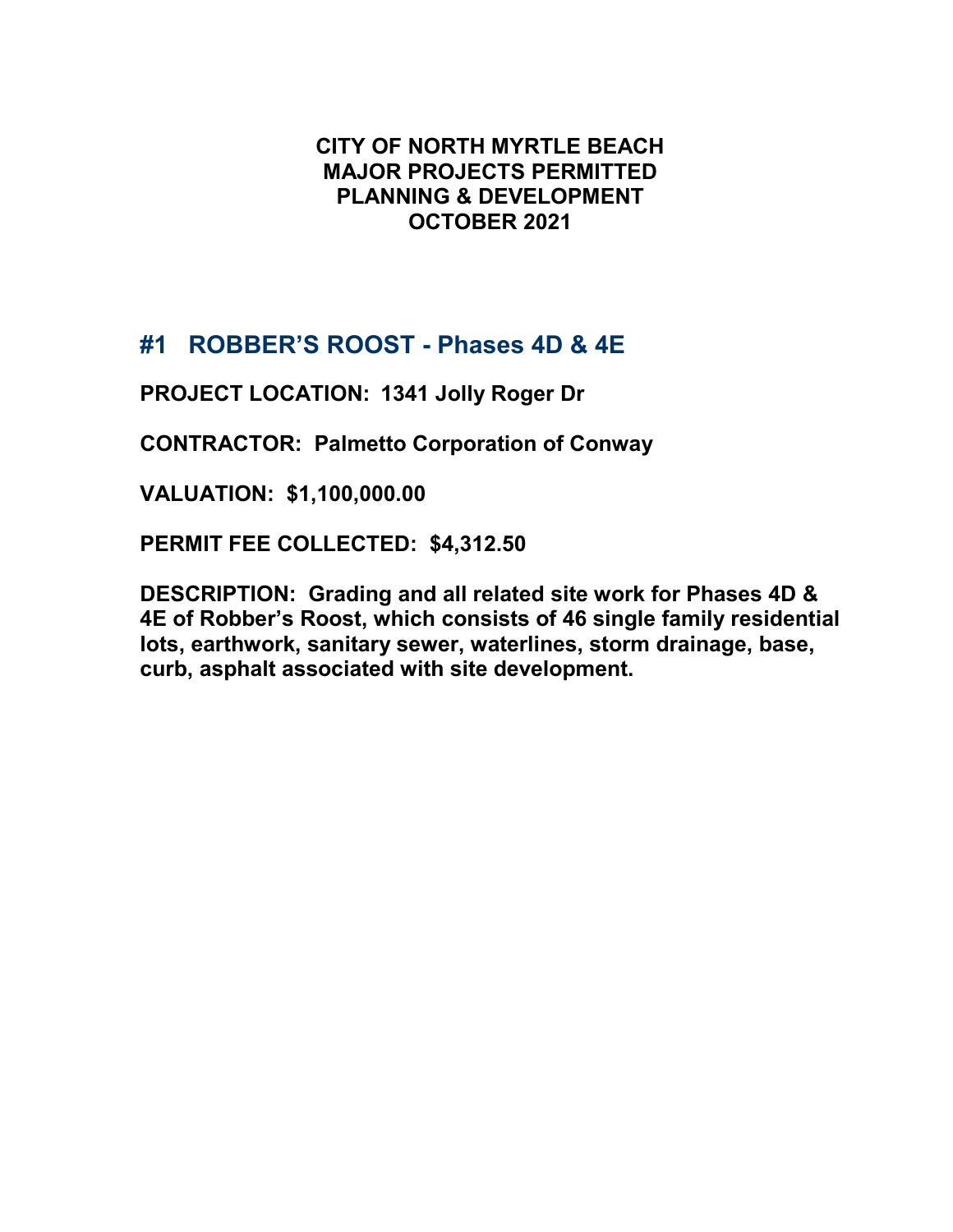**CITY OF NORTH MYRTLE BEACH**
**MAJOR PROJECTS PERMITTED**
**PLANNING & DEVELOPMENT**
**OCTOBER 2021**

## #1 ROBBER'S ROOST - Phases 4D & 4E

**PROJECT LOCATION: 1341 Jolly Roger Dr**

**CONTRACTOR: Palmetto Corporation of Conway**

**VALUATION: $1,100,000.00**

**PERMIT FEE COLLECTED: $4,312.50**

**DESCRIPTION: Grading and all related site work for Phases 4D & 4E of Robber's Roost, which consists of 46 single family residential lots, earthwork, sanitary sewer, waterlines, storm drainage, base, curb, asphalt associated with site development.**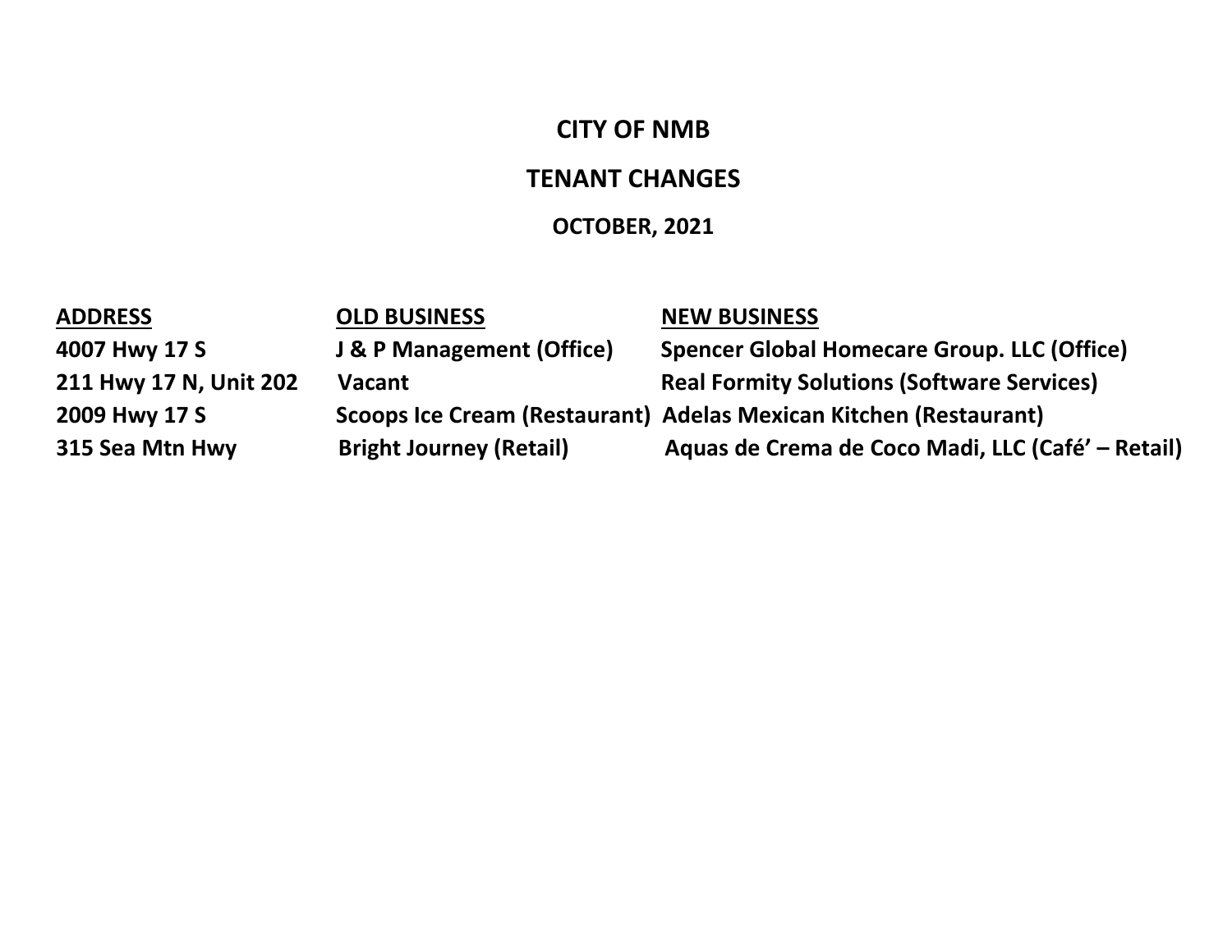# CITY OF NMB

## TENANT CHANGES

### OCTOBER, 2021

| ADDRESS | OLD BUSINESS | NEW BUSINESS |
| --- | --- | --- |
| 4007 Hwy 17 S | J & P Management (Office) | Spencer Global Homecare Group. LLC (Office) |
| 211 Hwy 17 N, Unit 202 | Vacant | Real Formity Solutions (Software Services) |
| 2009 Hwy 17 S | Scoops Ice Cream (Restaurant) | Adelas Mexican Kitchen (Restaurant) |
| 315 Sea Mtn Hwy | Bright Journey (Retail) | Aquas de Crema de Coco Madi, LLC (Café' – Retail) |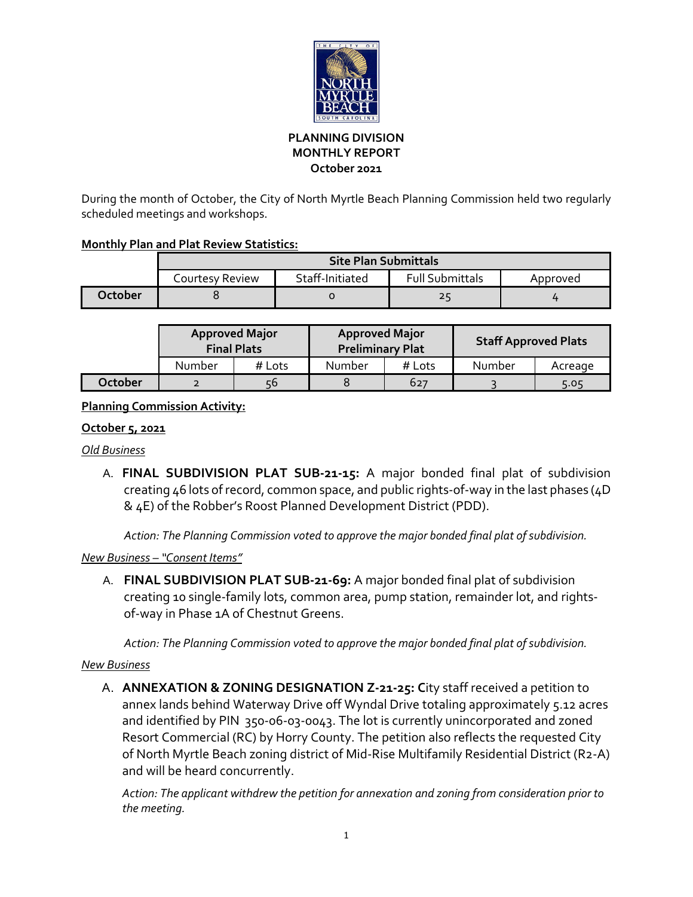**PLANNING DIVISION**
**MONTHLY REPORT**
**October 2021**

During the month of October, the City of North Myrtle Beach Planning Commission held two regularly scheduled meetings and workshops.

**Monthly Plan and Plat Review Statistics:**

| | Site Plan Submittals | | | |
|---|---|---|---|---|
| | Courtesy Review | Staff-Initiated | Full Submittals | Approved |
| **October** | 8 | 0 | 25 | 4 |

| | Approved Major Final Plats | | Approved Major Preliminary Plat | | Staff Approved Plats | |
|---|---|---|---|---|---|---|
| | Number | # Lots | Number | # Lots | Number | Acreage |
| **October** | 2 | 56 | 8 | 627 | 3 | 5.05 |

**Planning Commission Activity:**

**October 5, 2021**

*Old Business*

A. **FINAL SUBDIVISION PLAT SUB-21-15:** A major bonded final plat of subdivision creating 46 lots of record, common space, and public rights-of-way in the last phases (4D & 4E) of the Robber's Roost Planned Development District (PDD).

*Action: The Planning Commission voted to approve the major bonded final plat of subdivision.*

*New Business – "Consent Items"*

A. **FINAL SUBDIVISION PLAT SUB-21-69:** A major bonded final plat of subdivision creating 10 single-family lots, common area, pump station, remainder lot, and rights-of-way in Phase 1A of Chestnut Greens.

*Action: The Planning Commission voted to approve the major bonded final plat of subdivision.*

*New Business*

A. **ANNEXATION & ZONING DESIGNATION Z-21-25: C**ity staff received a petition to annex lands behind Waterway Drive off Wyndal Drive totaling approximately 5.12 acres and identified by PIN 350-06-03-0043. The lot is currently unincorporated and zoned Resort Commercial (RC) by Horry County. The petition also reflects the requested City of North Myrtle Beach zoning district of Mid-Rise Multifamily Residential District (R2-A) and will be heard concurrently.

*Action: The applicant withdrew the petition for annexation and zoning from consideration prior to the meeting.*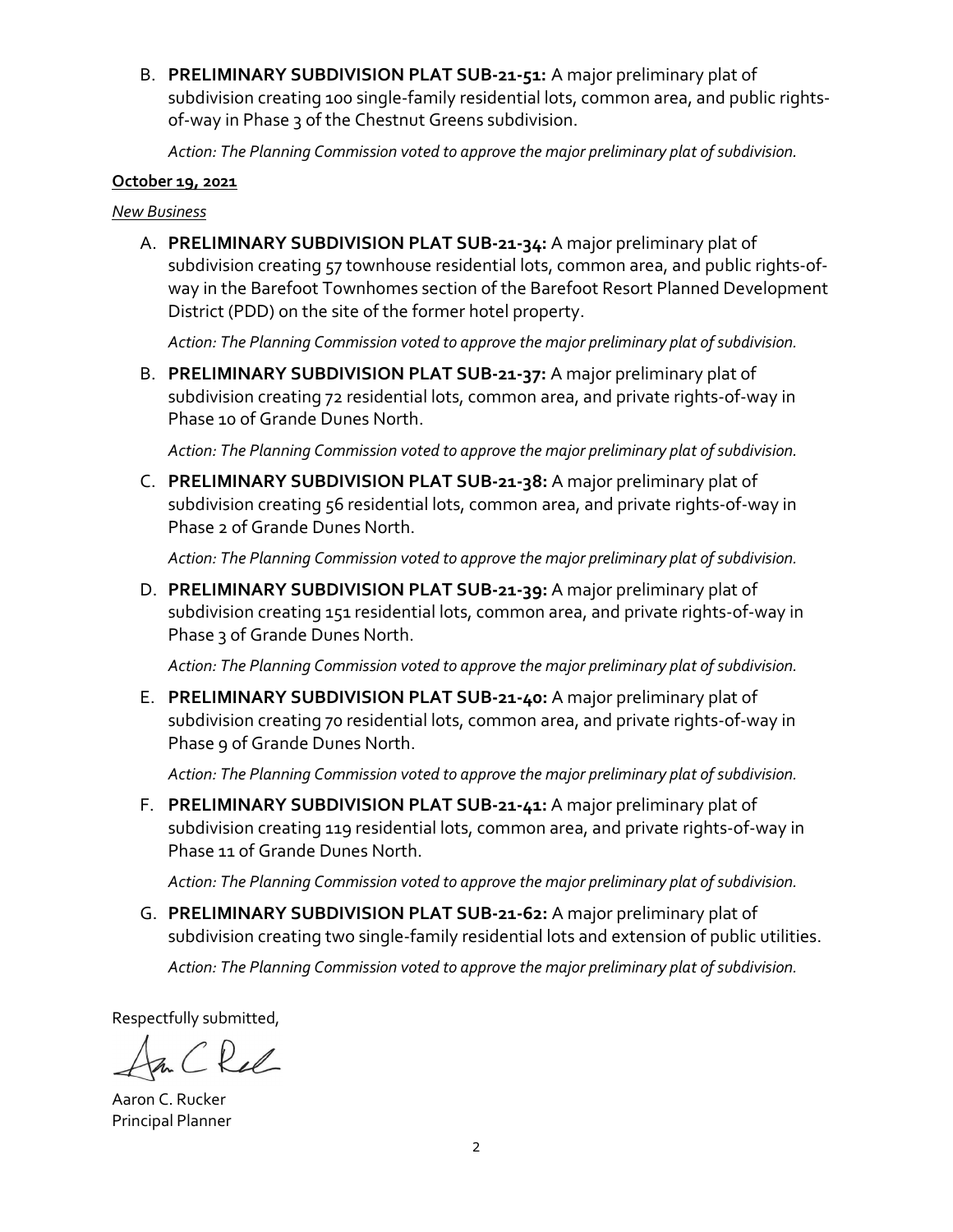B. **PRELIMINARY SUBDIVISION PLAT SUB-21-51:** A major preliminary plat of subdivision creating 100 single-family residential lots, common area, and public rights-of-way in Phase 3 of the Chestnut Greens subdivision.

   *Action: The Planning Commission voted to approve the major preliminary plat of subdivision.*

**October 19, 2021**

*New Business*

A. **PRELIMINARY SUBDIVISION PLAT SUB-21-34:** A major preliminary plat of subdivision creating 57 townhouse residential lots, common area, and public rights-of-way in the Barefoot Townhomes section of the Barefoot Resort Planned Development District (PDD) on the site of the former hotel property.

   *Action: The Planning Commission voted to approve the major preliminary plat of subdivision.*

B. **PRELIMINARY SUBDIVISION PLAT SUB-21-37:** A major preliminary plat of subdivision creating 72 residential lots, common area, and private rights-of-way in Phase 10 of Grande Dunes North.

   *Action: The Planning Commission voted to approve the major preliminary plat of subdivision.*

C. **PRELIMINARY SUBDIVISION PLAT SUB-21-38:** A major preliminary plat of subdivision creating 56 residential lots, common area, and private rights-of-way in Phase 2 of Grande Dunes North.

   *Action: The Planning Commission voted to approve the major preliminary plat of subdivision.*

D. **PRELIMINARY SUBDIVISION PLAT SUB-21-39:** A major preliminary plat of subdivision creating 151 residential lots, common area, and private rights-of-way in Phase 3 of Grande Dunes North.

   *Action: The Planning Commission voted to approve the major preliminary plat of subdivision.*

E. **PRELIMINARY SUBDIVISION PLAT SUB-21-40:** A major preliminary plat of subdivision creating 70 residential lots, common area, and private rights-of-way in Phase 9 of Grande Dunes North.

   *Action: The Planning Commission voted to approve the major preliminary plat of subdivision.*

F. **PRELIMINARY SUBDIVISION PLAT SUB-21-41:** A major preliminary plat of subdivision creating 119 residential lots, common area, and private rights-of-way in Phase 11 of Grande Dunes North.

   *Action: The Planning Commission voted to approve the major preliminary plat of subdivision.*

G. **PRELIMINARY SUBDIVISION PLAT SUB-21-62:** A major preliminary plat of subdivision creating two single-family residential lots and extension of public utilities.

   *Action: The Planning Commission voted to approve the major preliminary plat of subdivision.*

Respectfully submitted,

Aaron C. Rucker
Principal Planner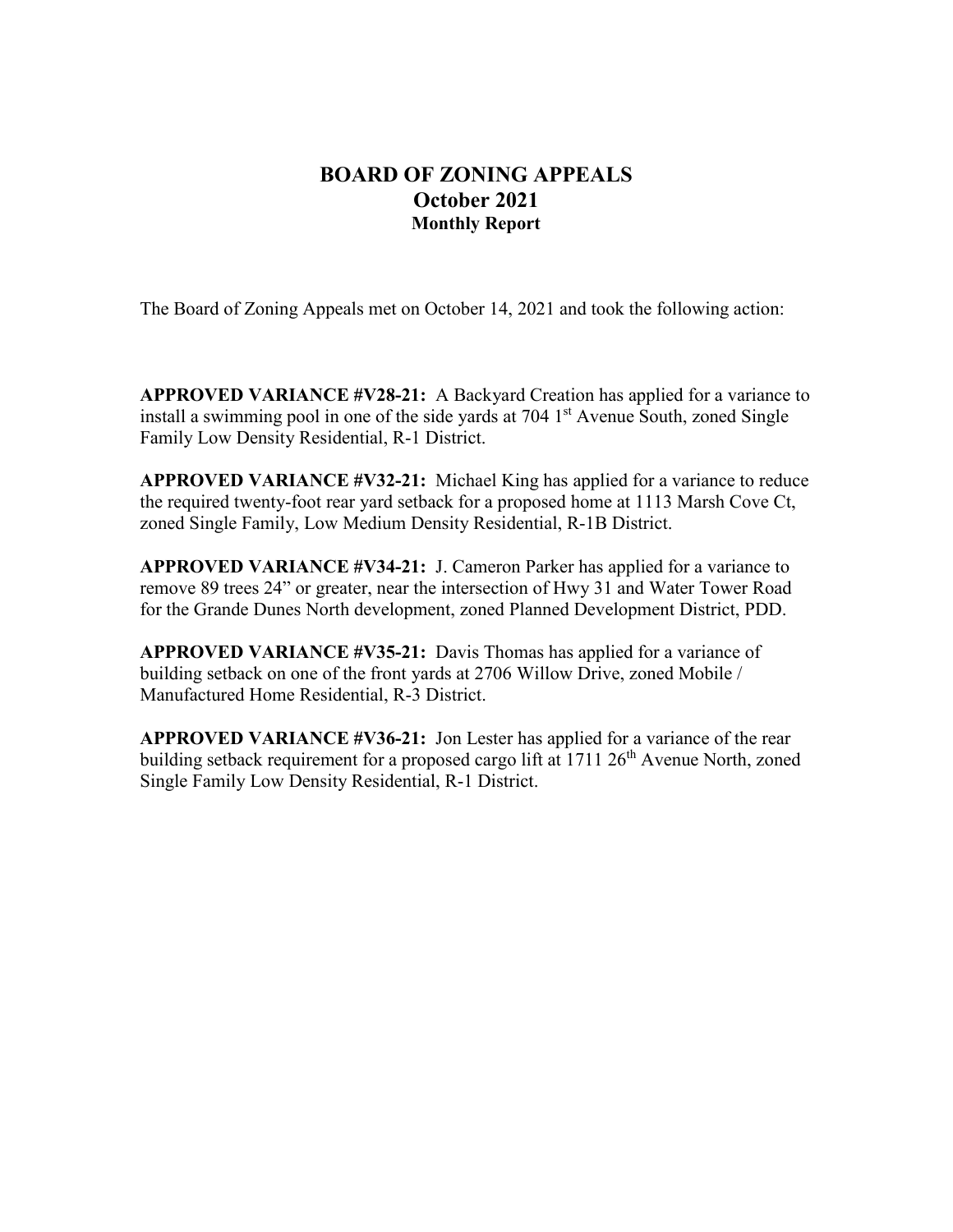# BOARD OF ZONING APPEALS
# October 2021
### Monthly Report

The Board of Zoning Appeals met on October 14, 2021 and took the following action:

**APPROVED VARIANCE #V28-21:** A Backyard Creation has applied for a variance to install a swimming pool in one of the side yards at 704 1st Avenue South, zoned Single Family Low Density Residential, R-1 District.

**APPROVED VARIANCE #V32-21:** Michael King has applied for a variance to reduce the required twenty-foot rear yard setback for a proposed home at 1113 Marsh Cove Ct, zoned Single Family, Low Medium Density Residential, R-1B District.

**APPROVED VARIANCE #V34-21:** J. Cameron Parker has applied for a variance to remove 89 trees 24" or greater, near the intersection of Hwy 31 and Water Tower Road for the Grande Dunes North development, zoned Planned Development District, PDD.

**APPROVED VARIANCE #V35-21:** Davis Thomas has applied for a variance of building setback on one of the front yards at 2706 Willow Drive, zoned Mobile / Manufactured Home Residential, R-3 District.

**APPROVED VARIANCE #V36-21:** Jon Lester has applied for a variance of the rear building setback requirement for a proposed cargo lift at 1711 26th Avenue North, zoned Single Family Low Density Residential, R-1 District.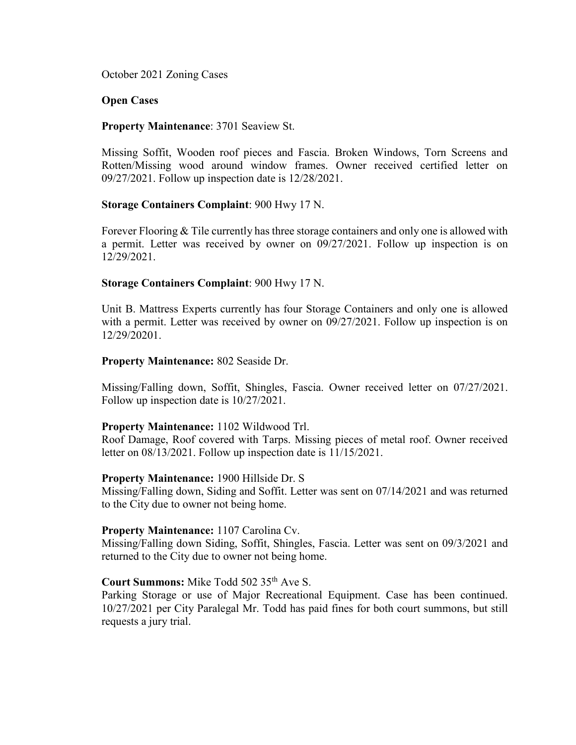October 2021 Zoning Cases

**Open Cases**

**Property Maintenance**: 3701 Seaview St.

Missing Soffit, Wooden roof pieces and Fascia. Broken Windows, Torn Screens and Rotten/Missing wood around window frames. Owner received certified letter on 09/27/2021. Follow up inspection date is 12/28/2021.

**Storage Containers Complaint**: 900 Hwy 17 N.

Forever Flooring & Tile currently has three storage containers and only one is allowed with a permit. Letter was received by owner on 09/27/2021. Follow up inspection is on 12/29/2021.

**Storage Containers Complaint**: 900 Hwy 17 N.

Unit B. Mattress Experts currently has four Storage Containers and only one is allowed with a permit. Letter was received by owner on 09/27/2021. Follow up inspection is on 12/29/20201.

**Property Maintenance:** 802 Seaside Dr.

Missing/Falling down, Soffit, Shingles, Fascia. Owner received letter on 07/27/2021. Follow up inspection date is 10/27/2021.

**Property Maintenance:** 1102 Wildwood Trl.
Roof Damage, Roof covered with Tarps. Missing pieces of metal roof. Owner received letter on 08/13/2021. Follow up inspection date is 11/15/2021.

**Property Maintenance:** 1900 Hillside Dr. S
Missing/Falling down, Siding and Soffit. Letter was sent on 07/14/2021 and was returned to the City due to owner not being home.

**Property Maintenance:** 1107 Carolina Cv.
Missing/Falling down Siding, Soffit, Shingles, Fascia. Letter was sent on 09/3/2021 and returned to the City due to owner not being home.

**Court Summons:** Mike Todd 502 35th Ave S.
Parking Storage or use of Major Recreational Equipment. Case has been continued. 10/27/2021 per City Paralegal Mr. Todd has paid fines for both court summons, but still requests a jury trial.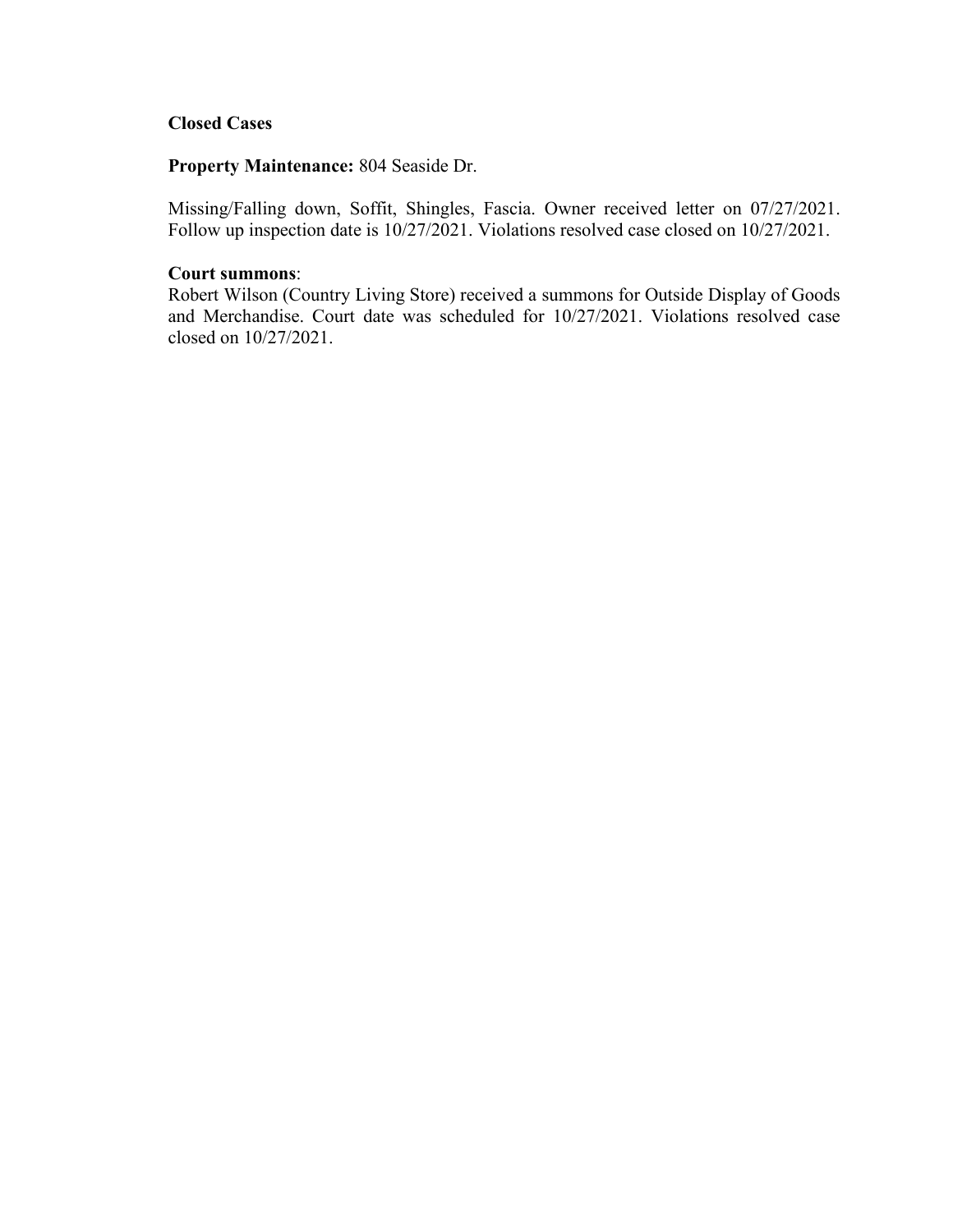**Closed Cases**

**Property Maintenance:** 804 Seaside Dr.

Missing/Falling down, Soffit, Shingles, Fascia. Owner received letter on 07/27/2021. Follow up inspection date is 10/27/2021. Violations resolved case closed on 10/27/2021.

**Court summons**:
Robert Wilson (Country Living Store) received a summons for Outside Display of Goods and Merchandise. Court date was scheduled for 10/27/2021. Violations resolved case closed on 10/27/2021.